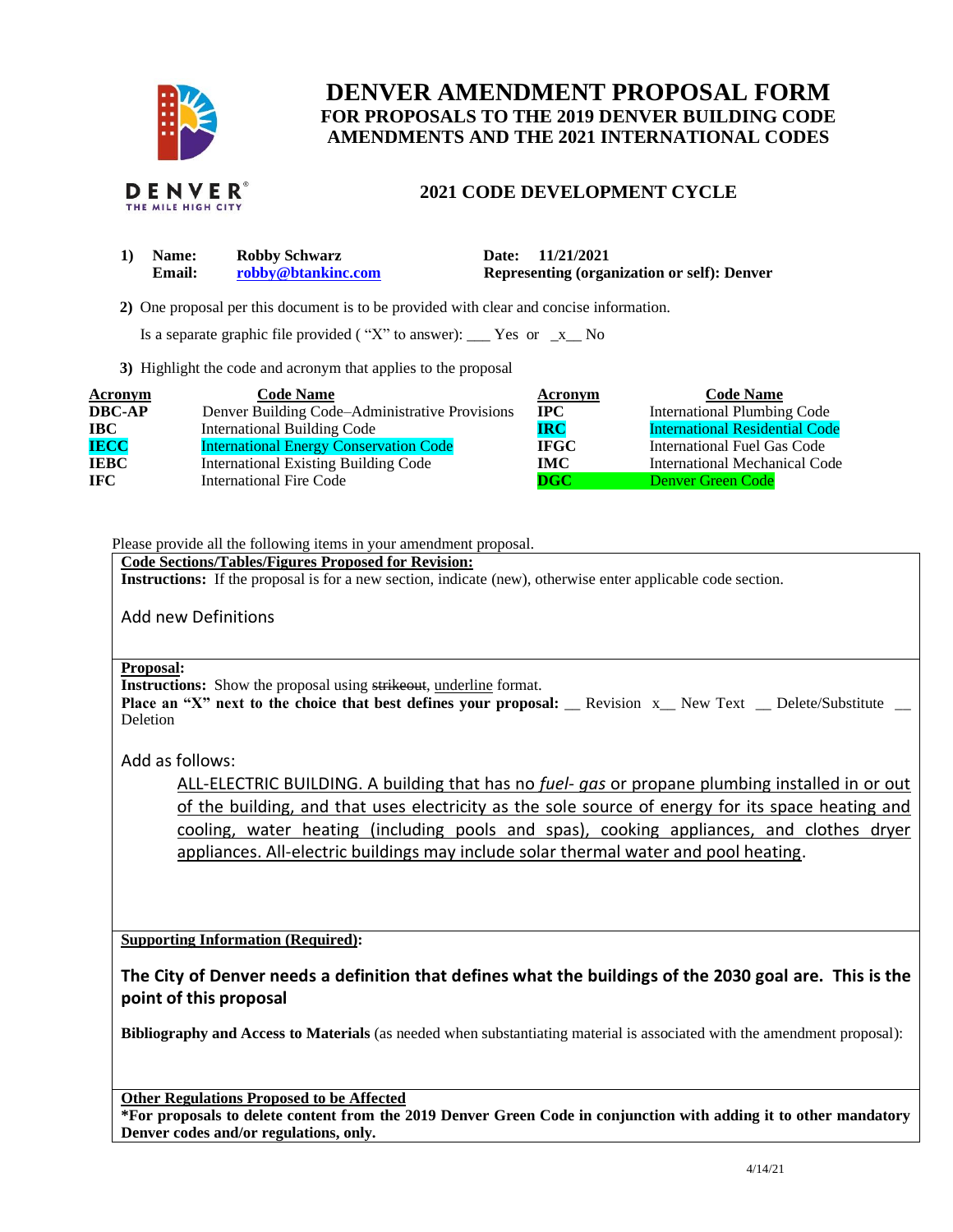# DENVER AMENDMENT PROPOSAL FORM
## FOR PROPOSALS TO THE 2019 DENVER BUILDING CODE AMENDMENTS AND THE 2021 INTERNATIONAL CODES

DENVER
THE MILE HIGH CITY

## 2021 CODE DEVELOPMENT CYCLE

**1) Name:** Robby Schwarz **Date:** 11/21/2021
**Email:** robby@btankinc.com **Representing (organization or self):** Denver

**2)** One proposal per this document is to be provided with clear and concise information.

Is a separate graphic file provided ( "X" to answer): ___ Yes or _x__ No

**3)** Highlight the code and acronym that applies to the proposal

| Acronym | Code Name | Acronym | Code Name |
|---|---|---|---|
| **DBC-AP** | Denver Building Code–Administrative Provisions | **IPC** | International Plumbing Code |
| **IBC** | International Building Code | **IRC** | International Residential Code |
| **IECC** | International Energy Conservation Code | **IFGC** | International Fuel Gas Code |
| **IEBC** | International Existing Building Code | **IMC** | International Mechanical Code |
| **IFC** | International Fire Code | **DGC** | Denver Green Code |

Please provide all the following items in your amendment proposal.

**Code Sections/Tables/Figures Proposed for Revision:**
**Instructions:** If the proposal is for a new section, indicate (new), otherwise enter applicable code section.

Add new Definitions

**Proposal:**
**Instructions:** Show the proposal using ~~strikeout~~, underline format.
**Place an "X" next to the choice that best defines your proposal:** __ Revision x__ New Text __ Delete/Substitute __ Deletion

Add as follows:

<u>ALL-ELECTRIC BUILDING. A building that has no *fuel- gas* or propane plumbing installed in or out of the building, and that uses electricity as the sole source of energy for its space heating and cooling, water heating (including pools and spas), cooking appliances, and clothes dryer appliances. All-electric buildings may include solar thermal water and pool heating</u>.

**Supporting Information (Required):**

**The City of Denver needs a definition that defines what the buildings of the 2030 goal are. This is the point of this proposal**

**Bibliography and Access to Materials** (as needed when substantiating material is associated with the amendment proposal):

**Other Regulations Proposed to be Affected**
**\*For proposals to delete content from the 2019 Denver Green Code in conjunction with adding it to other mandatory Denver codes and/or regulations, only.**

4/14/21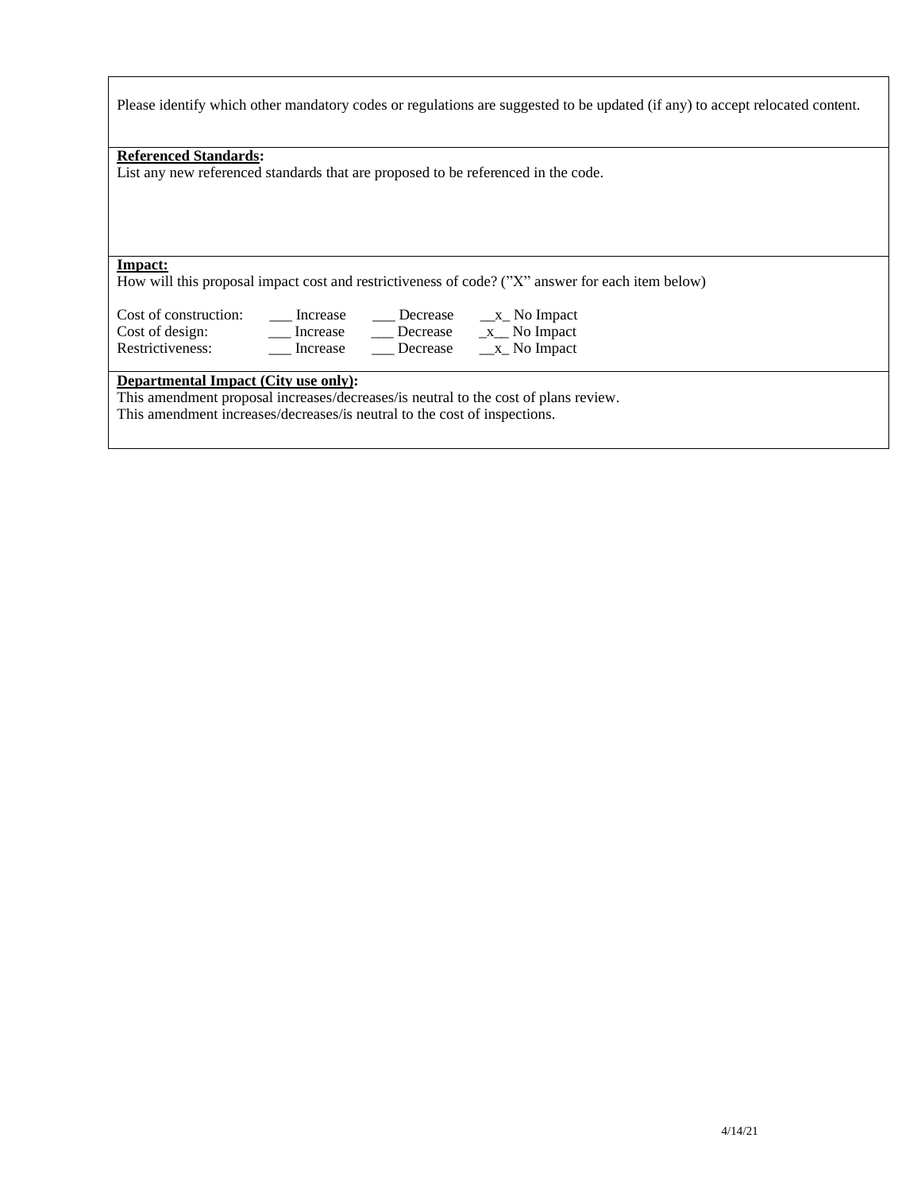Please identify which other mandatory codes or regulations are suggested to be updated (if any) to accept relocated content.

**Referenced Standards:**

List any new referenced standards that are proposed to be referenced in the code.

**Impact:**

How will this proposal impact cost and restrictiveness of code? (”X” answer for each item below)

| | | | |
|---|---|---|---|
| Cost of construction: | ___ Increase | ___ Decrease | __x_ No Impact |
| Cost of design: | ___ Increase | ___ Decrease | _x__ No Impact |
| Restrictiveness: | ___ Increase | ___ Decrease | __x_ No Impact |

**Departmental Impact (City use only):**

This amendment proposal increases/decreases/is neutral to the cost of plans review.

This amendment increases/decreases/is neutral to the cost of inspections.

4/14/21